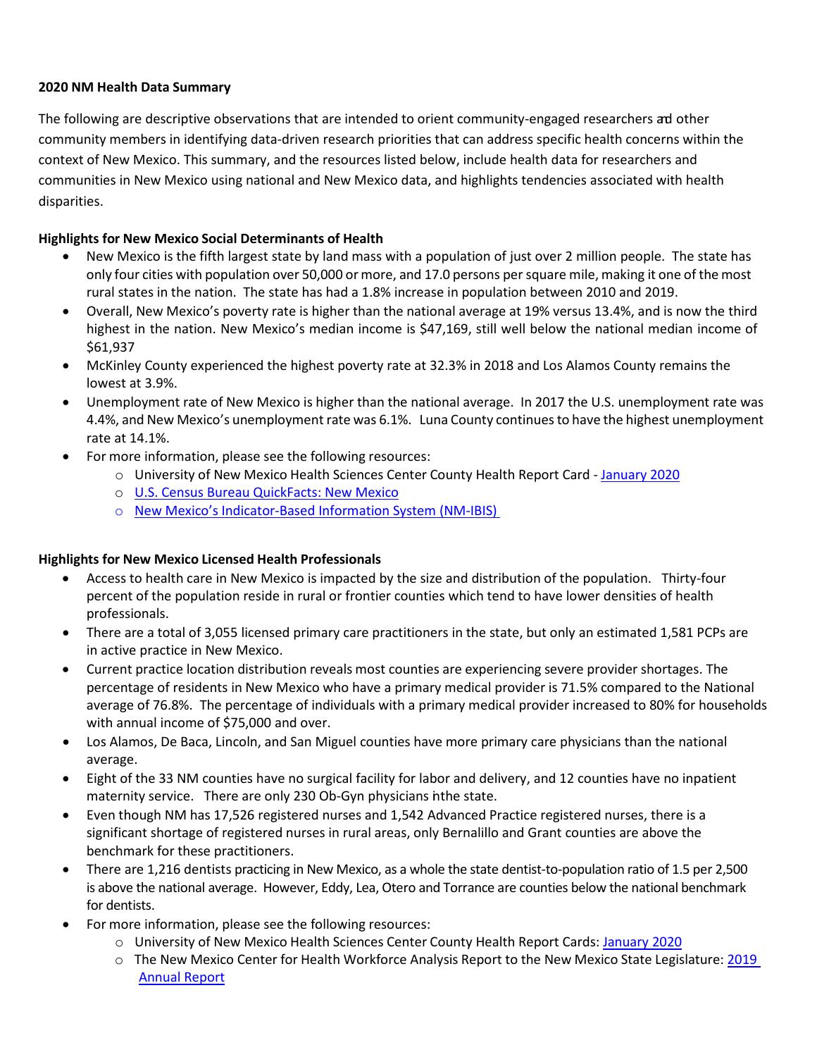**2020 NM Health Data Summary**

The following are descriptive observations that are intended to orient community-engaged researchers and other community members in identifying data-driven research priorities that can address specific health concerns within the context of New Mexico. This summary, and the resources listed below, include health data for researchers and communities in New Mexico using national and New Mexico data, and highlights tendencies associated with health disparities.

**Highlights for New Mexico Social Determinants of Health**

- New Mexico is the fifth largest state by land mass with a population of just over 2 million people. The state has only four cities with population over 50,000 or more, and 17.0 persons per square mile, making it one of the most rural states in the nation. The state has had a 1.8% increase in population between 2010 and 2019.
- Overall, New Mexico's poverty rate is higher than the national average at 19% versus 13.4%, and is now the third highest in the nation. New Mexico's median income is $47,169, still well below the national median income of $61,937
- McKinley County experienced the highest poverty rate at 32.3% in 2018 and Los Alamos County remains the lowest at 3.9%.
- Unemployment rate of New Mexico is higher than the national average. In 2017 the U.S. unemployment rate was 4.4%, and New Mexico's unemployment rate was 6.1%. Luna County continues to have the highest unemployment rate at 14.1%.
- For more information, please see the following resources:
  - University of New Mexico Health Sciences Center County Health Report Card - January 2020
  - U.S. Census Bureau QuickFacts: New Mexico
  - New Mexico's Indicator-Based Information System (NM-IBIS)

**Highlights for New Mexico Licensed Health Professionals**

- Access to health care in New Mexico is impacted by the size and distribution of the population. Thirty-four percent of the population reside in rural or frontier counties which tend to have lower densities of health professionals.
- There are a total of 3,055 licensed primary care practitioners in the state, but only an estimated 1,581 PCPs are in active practice in New Mexico.
- Current practice location distribution reveals most counties are experiencing severe provider shortages. The percentage of residents in New Mexico who have a primary medical provider is 71.5% compared to the National average of 76.8%. The percentage of individuals with a primary medical provider increased to 80% for households with annual income of $75,000 and over.
- Los Alamos, De Baca, Lincoln, and San Miguel counties have more primary care physicians than the national average.
- Eight of the 33 NM counties have no surgical facility for labor and delivery, and 12 counties have no inpatient maternity service. There are only 230 Ob-Gyn physicians in the state.
- Even though NM has 17,526 registered nurses and 1,542 Advanced Practice registered nurses, there is a significant shortage of registered nurses in rural areas, only Bernalillo and Grant counties are above the benchmark for these practitioners.
- There are 1,216 dentists practicing in New Mexico, as a whole the state dentist-to-population ratio of 1.5 per 2,500 is above the national average. However, Eddy, Lea, Otero and Torrance are counties below the national benchmark for dentists.
- For more information, please see the following resources:
  - University of New Mexico Health Sciences Center County Health Report Cards: January 2020
  - The New Mexico Center for Health Workforce Analysis Report to the New Mexico State Legislature: 2019 Annual Report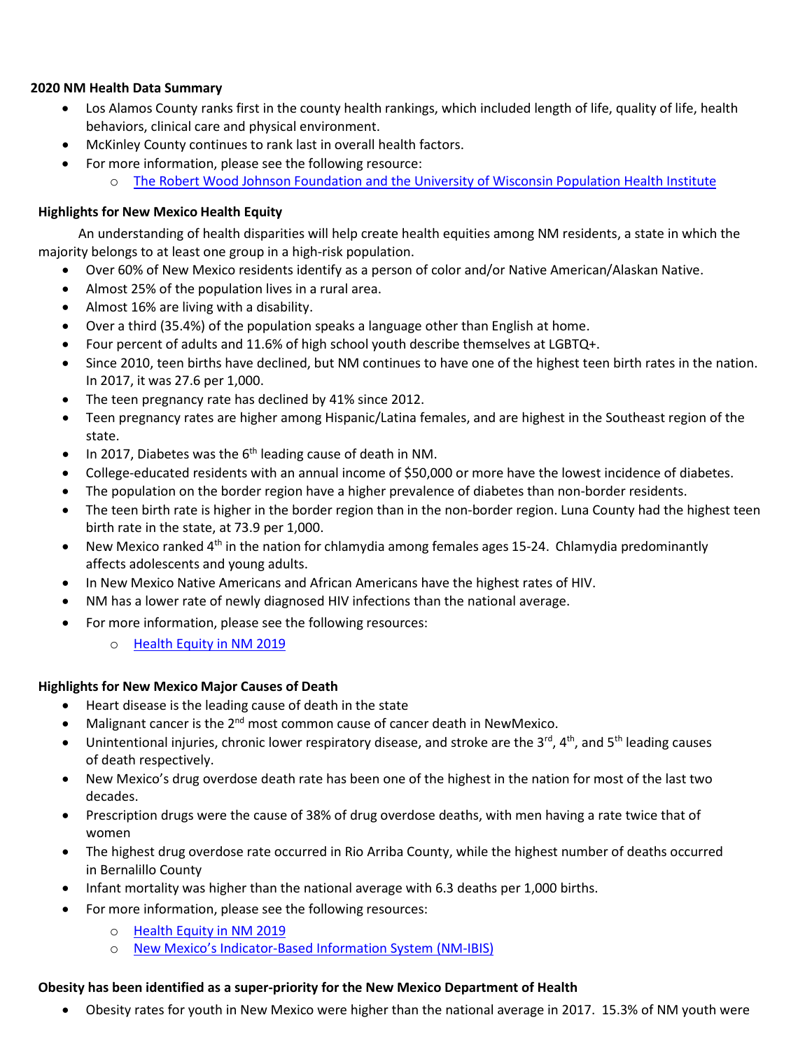**2020 NM Health Data Summary**

- Los Alamos County ranks first in the county health rankings, which included length of life, quality of life, health behaviors, clinical care and physical environment.
- McKinley County continues to rank last in overall health factors.
- For more information, please see the following resource:
  - The Robert Wood Johnson Foundation and the University of Wisconsin Population Health Institute

**Highlights for New Mexico Health Equity**

An understanding of health disparities will help create health equities among NM residents, a state in which the majority belongs to at least one group in a high-risk population.

- Over 60% of New Mexico residents identify as a person of color and/or Native American/Alaskan Native.
- Almost 25% of the population lives in a rural area.
- Almost 16% are living with a disability.
- Over a third (35.4%) of the population speaks a language other than English at home.
- Four percent of adults and 11.6% of high school youth describe themselves at LGBTQ+.
- Since 2010, teen births have declined, but NM continues to have one of the highest teen birth rates in the nation. In 2017, it was 27.6 per 1,000.
- The teen pregnancy rate has declined by 41% since 2012.
- Teen pregnancy rates are higher among Hispanic/Latina females, and are highest in the Southeast region of the state.
- In 2017, Diabetes was the 6th leading cause of death in NM.
- College-educated residents with an annual income of $50,000 or more have the lowest incidence of diabetes.
- The population on the border region have a higher prevalence of diabetes than non-border residents.
- The teen birth rate is higher in the border region than in the non-border region. Luna County had the highest teen birth rate in the state, at 73.9 per 1,000.
- New Mexico ranked 4th in the nation for chlamydia among females ages 15-24. Chlamydia predominantly affects adolescents and young adults.
- In New Mexico Native Americans and African Americans have the highest rates of HIV.
- NM has a lower rate of newly diagnosed HIV infections than the national average.
- For more information, please see the following resources:
  - Health Equity in NM 2019

**Highlights for New Mexico Major Causes of Death**

- Heart disease is the leading cause of death in the state
- Malignant cancer is the 2nd most common cause of cancer death in NewMexico.
- Unintentional injuries, chronic lower respiratory disease, and stroke are the 3rd, 4th, and 5th leading causes of death respectively.
- New Mexico's drug overdose death rate has been one of the highest in the nation for most of the last two decades.
- Prescription drugs were the cause of 38% of drug overdose deaths, with men having a rate twice that of women
- The highest drug overdose rate occurred in Rio Arriba County, while the highest number of deaths occurred in Bernalillo County
- Infant mortality was higher than the national average with 6.3 deaths per 1,000 births.
- For more information, please see the following resources:
  - Health Equity in NM 2019
  - New Mexico's Indicator-Based Information System (NM-IBIS)

**Obesity has been identified as a super-priority for the New Mexico Department of Health**

- Obesity rates for youth in New Mexico were higher than the national average in 2017. 15.3% of NM youth were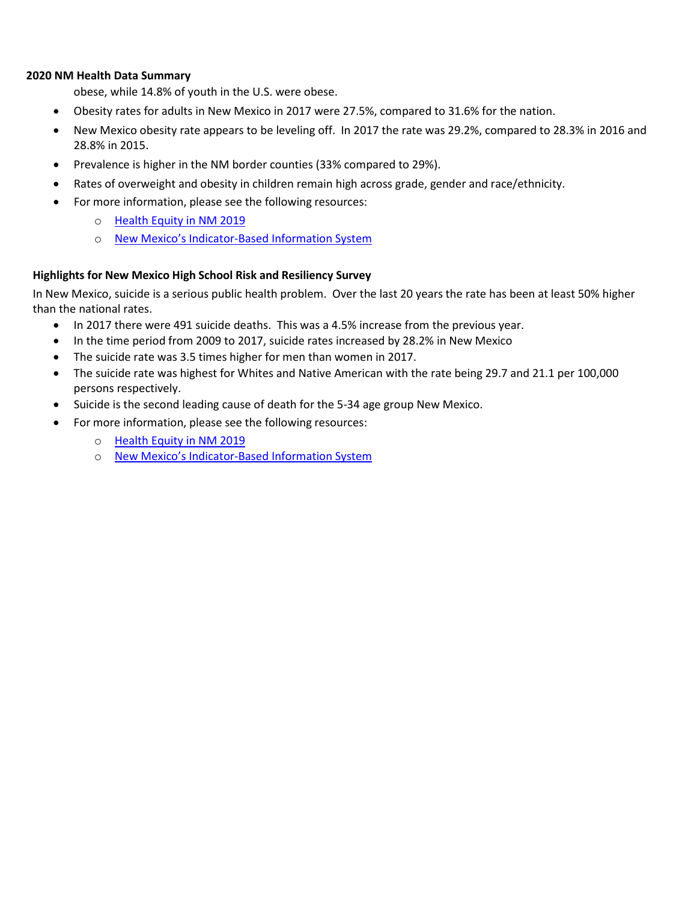**2020 NM Health Data Summary**

obese, while 14.8% of youth in the U.S. were obese.

- Obesity rates for adults in New Mexico in 2017 were 27.5%, compared to 31.6% for the nation.
- New Mexico obesity rate appears to be leveling off. In 2017 the rate was 29.2%, compared to 28.3% in 2016 and 28.8% in 2015.
- Prevalence is higher in the NM border counties (33% compared to 29%).
- Rates of overweight and obesity in children remain high across grade, gender and race/ethnicity.
- For more information, please see the following resources:
  - Health Equity in NM 2019
  - New Mexico's Indicator-Based Information System

**Highlights for New Mexico High School Risk and Resiliency Survey**

In New Mexico, suicide is a serious public health problem. Over the last 20 years the rate has been at least 50% higher than the national rates.

- In 2017 there were 491 suicide deaths. This was a 4.5% increase from the previous year.
- In the time period from 2009 to 2017, suicide rates increased by 28.2% in New Mexico
- The suicide rate was 3.5 times higher for men than women in 2017.
- The suicide rate was highest for Whites and Native American with the rate being 29.7 and 21.1 per 100,000 persons respectively.
- Suicide is the second leading cause of death for the 5-34 age group New Mexico.
- For more information, please see the following resources:
  - Health Equity in NM 2019
  - New Mexico's Indicator-Based Information System